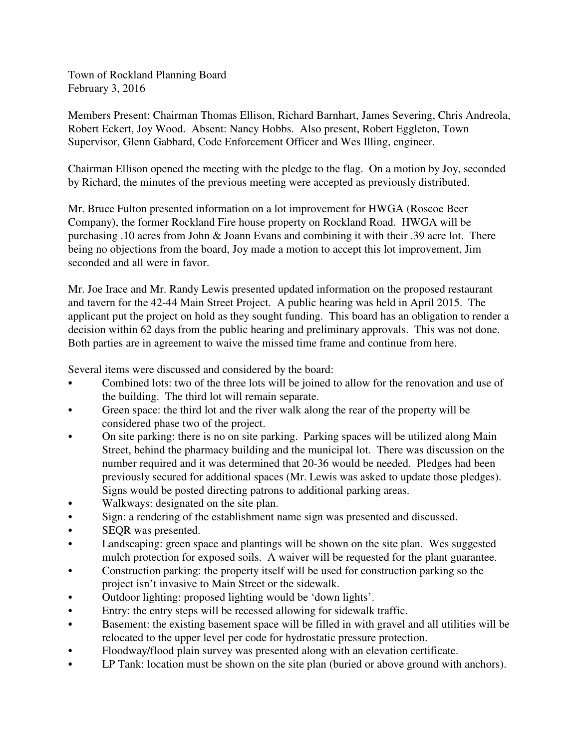Town of Rockland Planning Board
February 3, 2016

Members Present: Chairman Thomas Ellison, Richard Barnhart, James Severing, Chris Andreola, Robert Eckert, Joy Wood. Absent: Nancy Hobbs. Also present, Robert Eggleton, Town Supervisor, Glenn Gabbard, Code Enforcement Officer and Wes Illing, engineer.

Chairman Ellison opened the meeting with the pledge to the flag. On a motion by Joy, seconded by Richard, the minutes of the previous meeting were accepted as previously distributed.

Mr. Bruce Fulton presented information on a lot improvement for HWGA (Roscoe Beer Company), the former Rockland Fire house property on Rockland Road. HWGA will be purchasing .10 acres from John & Joann Evans and combining it with their .39 acre lot. There being no objections from the board, Joy made a motion to accept this lot improvement, Jim seconded and all were in favor.

Mr. Joe Irace and Mr. Randy Lewis presented updated information on the proposed restaurant and tavern for the 42-44 Main Street Project. A public hearing was held in April 2015. The applicant put the project on hold as they sought funding. This board has an obligation to render a decision within 62 days from the public hearing and preliminary approvals. This was not done. Both parties are in agreement to waive the missed time frame and continue from here.

Several items were discussed and considered by the board:

- Combined lots: two of the three lots will be joined to allow for the renovation and use of the building. The third lot will remain separate.
- Green space: the third lot and the river walk along the rear of the property will be considered phase two of the project.
- On site parking: there is no on site parking. Parking spaces will be utilized along Main Street, behind the pharmacy building and the municipal lot. There was discussion on the number required and it was determined that 20-36 would be needed. Pledges had been previously secured for additional spaces (Mr. Lewis was asked to update those pledges). Signs would be posted directing patrons to additional parking areas.
- Walkways: designated on the site plan.
- Sign: a rendering of the establishment name sign was presented and discussed.
- SEQR was presented.
- Landscaping: green space and plantings will be shown on the site plan. Wes suggested mulch protection for exposed soils. A waiver will be requested for the plant guarantee.
- Construction parking: the property itself will be used for construction parking so the project isn't invasive to Main Street or the sidewalk.
- Outdoor lighting: proposed lighting would be 'down lights'.
- Entry: the entry steps will be recessed allowing for sidewalk traffic.
- Basement: the existing basement space will be filled in with gravel and all utilities will be relocated to the upper level per code for hydrostatic pressure protection.
- Floodway/flood plain survey was presented along with an elevation certificate.
- LP Tank: location must be shown on the site plan (buried or above ground with anchors).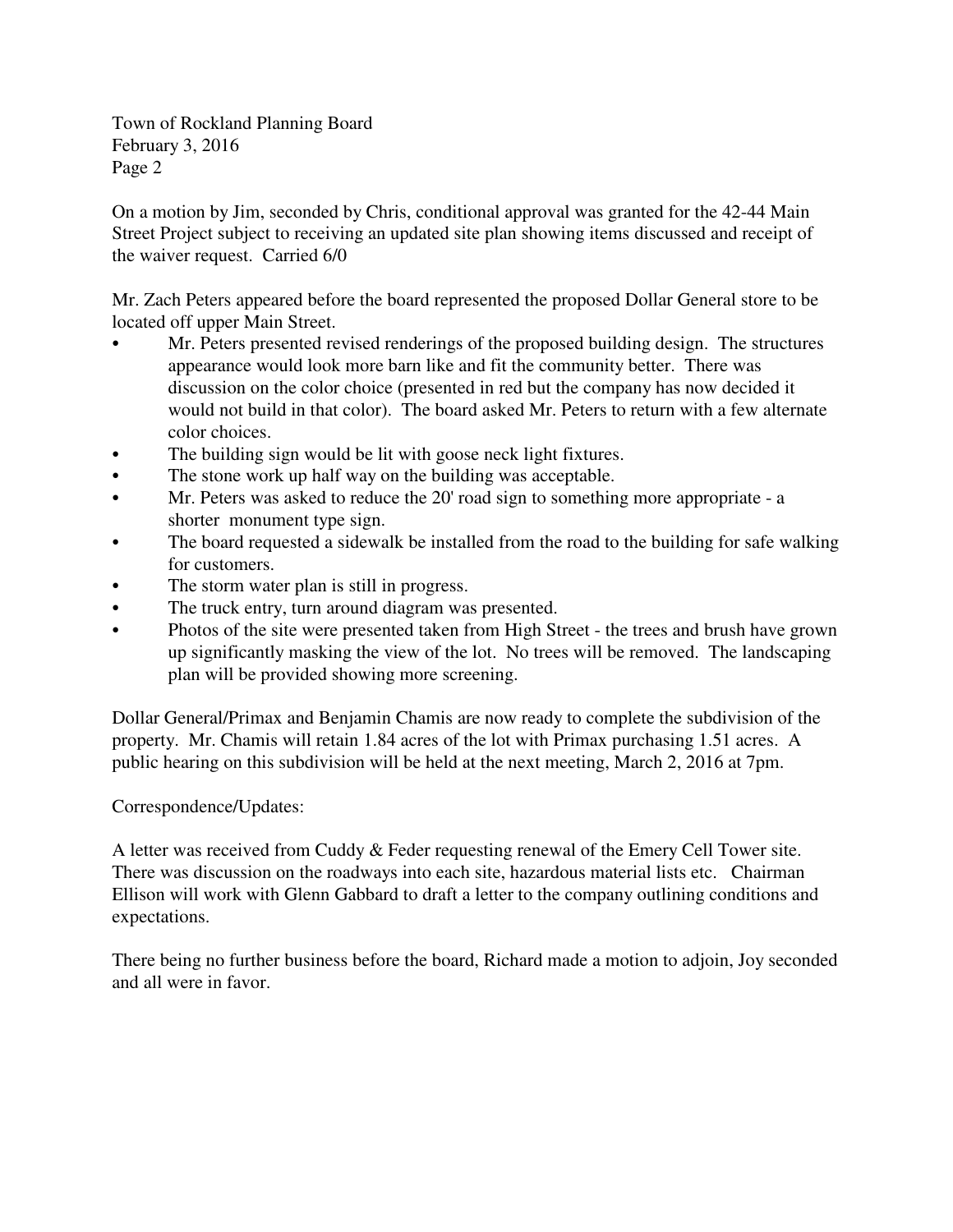On a motion by Jim, seconded by Chris, conditional approval was granted for the 42-44 Main Street Project subject to receiving an updated site plan showing items discussed and receipt of the waiver request. Carried 6/0

Mr. Zach Peters appeared before the board represented the proposed Dollar General store to be located off upper Main Street.

- Mr. Peters presented revised renderings of the proposed building design. The structures appearance would look more barn like and fit the community better. There was discussion on the color choice (presented in red but the company has now decided it would not build in that color). The board asked Mr. Peters to return with a few alternate color choices.
- The building sign would be lit with goose neck light fixtures.
- The stone work up half way on the building was acceptable.
- Mr. Peters was asked to reduce the 20' road sign to something more appropriate - a shorter monument type sign.
- The board requested a sidewalk be installed from the road to the building for safe walking for customers.
- The storm water plan is still in progress.
- The truck entry, turn around diagram was presented.
- Photos of the site were presented taken from High Street - the trees and brush have grown up significantly masking the view of the lot. No trees will be removed. The landscaping plan will be provided showing more screening.

Dollar General/Primax and Benjamin Chamis are now ready to complete the subdivision of the property. Mr. Chamis will retain 1.84 acres of the lot with Primax purchasing 1.51 acres. A public hearing on this subdivision will be held at the next meeting, March 2, 2016 at 7pm.

Correspondence/Updates:

A letter was received from Cuddy & Feder requesting renewal of the Emery Cell Tower site. There was discussion on the roadways into each site, hazardous material lists etc. Chairman Ellison will work with Glenn Gabbard to draft a letter to the company outlining conditions and expectations.

There being no further business before the board, Richard made a motion to adjoin, Joy seconded and all were in favor.